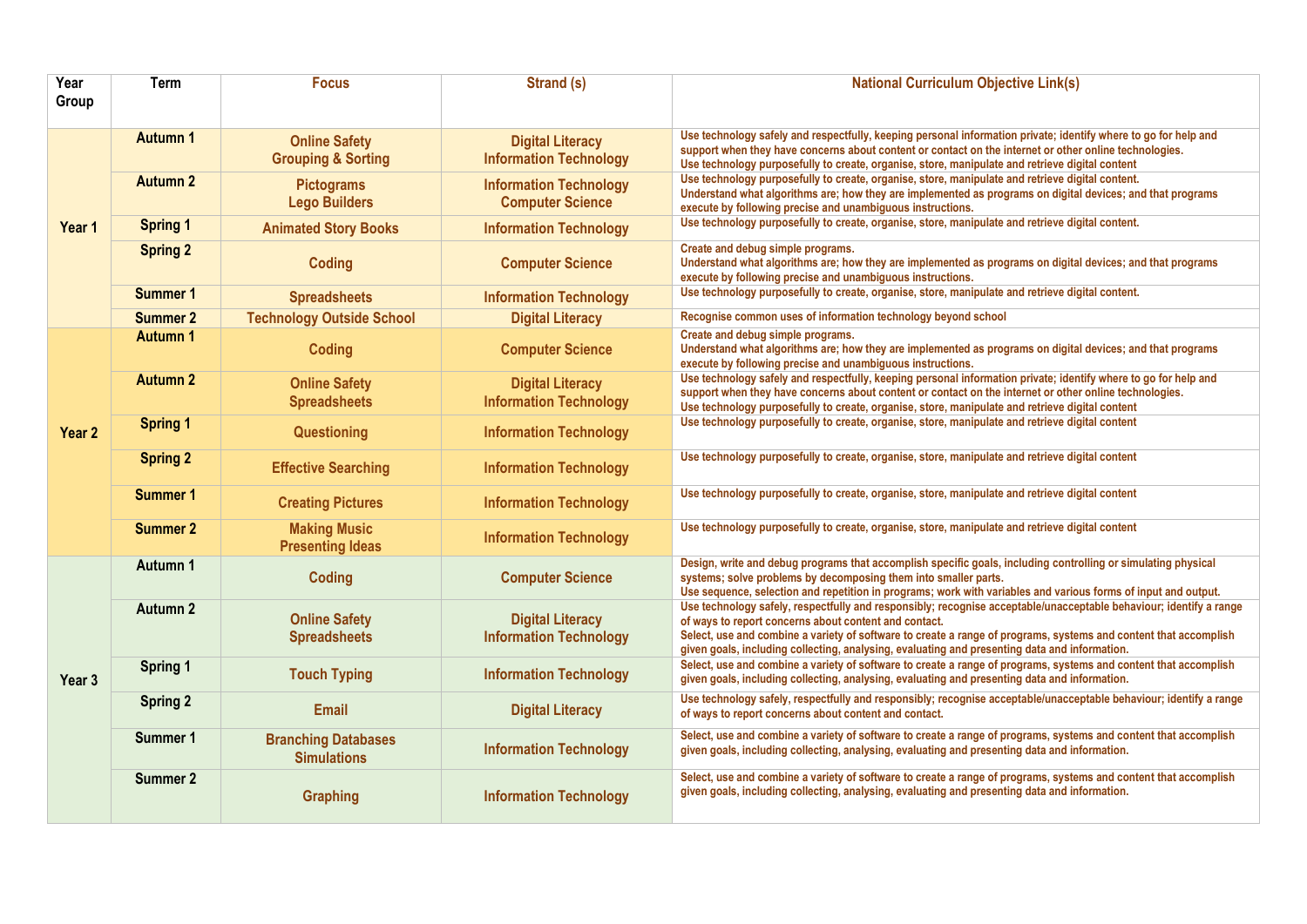| Year Group | Term | Focus | Strand (s) | National Curriculum Objective Link(s) |
|---|---|---|---|---|
| Year 1 | Autumn 1 | Online Safety<br>Grouping & Sorting | Digital Literacy<br>Information Technology | Use technology safely and respectfully, keeping personal information private; identify where to go for help and support when they have concerns about content or contact on the internet or other online technologies.<br>Use technology purposefully to create, organise, store, manipulate and retrieve digital content |
| | Autumn 2 | Pictograms<br>Lego Builders | Information Technology<br>Computer Science | Use technology purposefully to create, organise, store, manipulate and retrieve digital content.<br>Understand what algorithms are; how they are implemented as programs on digital devices; and that programs execute by following precise and unambiguous instructions. |
| | Spring 1 | Animated Story Books | Information Technology | Use technology purposefully to create, organise, store, manipulate and retrieve digital content. |
| | Spring 2 | Coding | Computer Science | Create and debug simple programs.<br>Understand what algorithms are; how they are implemented as programs on digital devices; and that programs execute by following precise and unambiguous instructions. |
| | Summer 1 | Spreadsheets | Information Technology | Use technology purposefully to create, organise, store, manipulate and retrieve digital content. |
| | Summer 2 | Technology Outside School | Digital Literacy | Recognise common uses of information technology beyond school |
| Year 2 | Autumn 1 | Coding | Computer Science | Create and debug simple programs.<br>Understand what algorithms are; how they are implemented as programs on digital devices; and that programs execute by following precise and unambiguous instructions. |
| | Autumn 2 | Online Safety<br>Spreadsheets | Digital Literacy<br>Information Technology | Use technology safely and respectfully, keeping personal information private; identify where to go for help and support when they have concerns about content or contact on the internet or other online technologies.<br>Use technology purposefully to create, organise, store, manipulate and retrieve digital content |
| | Spring 1 | Questioning | Information Technology | Use technology purposefully to create, organise, store, manipulate and retrieve digital content |
| | Spring 2 | Effective Searching | Information Technology | Use technology purposefully to create, organise, store, manipulate and retrieve digital content |
| | Summer 1 | Creating Pictures | Information Technology | Use technology purposefully to create, organise, store, manipulate and retrieve digital content |
| | Summer 2 | Making Music<br>Presenting Ideas | Information Technology | Use technology purposefully to create, organise, store, manipulate and retrieve digital content |
| Year 3 | Autumn 1 | Coding | Computer Science | Design, write and debug programs that accomplish specific goals, including controlling or simulating physical systems; solve problems by decomposing them into smaller parts.<br>Use sequence, selection and repetition in programs; work with variables and various forms of input and output. |
| | Autumn 2 | Online Safety<br>Spreadsheets | Digital Literacy<br>Information Technology | Use technology safely, respectfully and responsibly; recognise acceptable/unacceptable behaviour; identify a range of ways to report concerns about content and contact.<br>Select, use and combine a variety of software to create a range of programs, systems and content that accomplish given goals, including collecting, analysing, evaluating and presenting data and information. |
| | Spring 1 | Touch Typing | Information Technology | Select, use and combine a variety of software to create a range of programs, systems and content that accomplish given goals, including collecting, analysing, evaluating and presenting data and information. |
| | Spring 2 | Email | Digital Literacy | Use technology safely, respectfully and responsibly; recognise acceptable/unacceptable behaviour; identify a range of ways to report concerns about content and contact. |
| | Summer 1 | Branching Databases<br>Simulations | Information Technology | Select, use and combine a variety of software to create a range of programs, systems and content that accomplish given goals, including collecting, analysing, evaluating and presenting data and information. |
| | Summer 2 | Graphing | Information Technology | Select, use and combine a variety of software to create a range of programs, systems and content that accomplish given goals, including collecting, analysing, evaluating and presenting data and information. |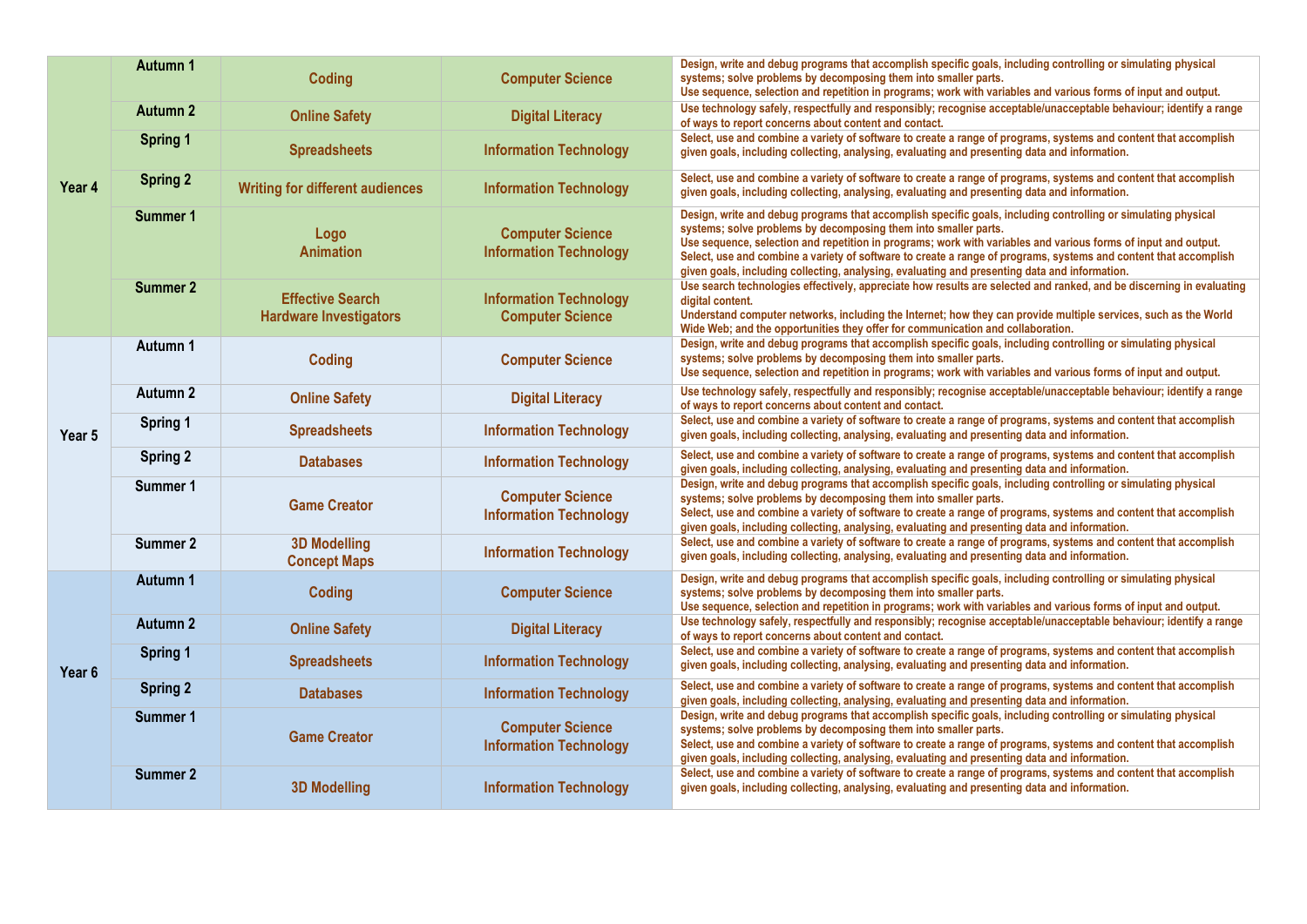| | | | | |
|---|---|---|---|---|
| Year 4 | Autumn 1 | Coding | Computer Science | Design, write and debug programs that accomplish specific goals, including controlling or simulating physical systems; solve problems by decomposing them into smaller parts.<br>Use sequence, selection and repetition in programs; work with variables and various forms of input and output. |
| | Autumn 2 | Online Safety | Digital Literacy | Use technology safely, respectfully and responsibly; recognise acceptable/unacceptable behaviour; identify a range of ways to report concerns about content and contact. |
| | Spring 1 | Spreadsheets | Information Technology | Select, use and combine a variety of software to create a range of programs, systems and content that accomplish given goals, including collecting, analysing, evaluating and presenting data and information. |
| | Spring 2 | Writing for different audiences | Information Technology | Select, use and combine a variety of software to create a range of programs, systems and content that accomplish given goals, including collecting, analysing, evaluating and presenting data and information. |
| | Summer 1 | Logo<br>Animation | Computer Science<br>Information Technology | Design, write and debug programs that accomplish specific goals, including controlling or simulating physical systems; solve problems by decomposing them into smaller parts.<br>Use sequence, selection and repetition in programs; work with variables and various forms of input and output.<br>Select, use and combine a variety of software to create a range of programs, systems and content that accomplish given goals, including collecting, analysing, evaluating and presenting data and information. |
| | Summer 2 | Effective Search<br>Hardware Investigators | Information Technology<br>Computer Science | Use search technologies effectively, appreciate how results are selected and ranked, and be discerning in evaluating digital content.<br>Understand computer networks, including the Internet; how they can provide multiple services, such as the World Wide Web; and the opportunities they offer for communication and collaboration. |
| Year 5 | Autumn 1 | Coding | Computer Science | Design, write and debug programs that accomplish specific goals, including controlling or simulating physical systems; solve problems by decomposing them into smaller parts.<br>Use sequence, selection and repetition in programs; work with variables and various forms of input and output. |
| | Autumn 2 | Online Safety | Digital Literacy | Use technology safely, respectfully and responsibly; recognise acceptable/unacceptable behaviour; identify a range of ways to report concerns about content and contact. |
| | Spring 1 | Spreadsheets | Information Technology | Select, use and combine a variety of software to create a range of programs, systems and content that accomplish given goals, including collecting, analysing, evaluating and presenting data and information. |
| | Spring 2 | Databases | Information Technology | Select, use and combine a variety of software to create a range of programs, systems and content that accomplish given goals, including collecting, analysing, evaluating and presenting data and information. |
| | Summer 1 | Game Creator | Computer Science<br>Information Technology | Design, write and debug programs that accomplish specific goals, including controlling or simulating physical systems; solve problems by decomposing them into smaller parts.<br>Select, use and combine a variety of software to create a range of programs, systems and content that accomplish given goals, including collecting, analysing, evaluating and presenting data and information. |
| | Summer 2 | 3D Modelling<br>Concept Maps | Information Technology | Select, use and combine a variety of software to create a range of programs, systems and content that accomplish given goals, including collecting, analysing, evaluating and presenting data and information. |
| Year 6 | Autumn 1 | Coding | Computer Science | Design, write and debug programs that accomplish specific goals, including controlling or simulating physical systems; solve problems by decomposing them into smaller parts.<br>Use sequence, selection and repetition in programs; work with variables and various forms of input and output. |
| | Autumn 2 | Online Safety | Digital Literacy | Use technology safely, respectfully and responsibly; recognise acceptable/unacceptable behaviour; identify a range of ways to report concerns about content and contact. |
| | Spring 1 | Spreadsheets | Information Technology | Select, use and combine a variety of software to create a range of programs, systems and content that accomplish given goals, including collecting, analysing, evaluating and presenting data and information. |
| | Spring 2 | Databases | Information Technology | Select, use and combine a variety of software to create a range of programs, systems and content that accomplish given goals, including collecting, analysing, evaluating and presenting data and information. |
| | Summer 1 | Game Creator | Computer Science<br>Information Technology | Design, write and debug programs that accomplish specific goals, including controlling or simulating physical systems; solve problems by decomposing them into smaller parts.<br>Select, use and combine a variety of software to create a range of programs, systems and content that accomplish given goals, including collecting, analysing, evaluating and presenting data and information. |
| | Summer 2 | 3D Modelling | Information Technology | Select, use and combine a variety of software to create a range of programs, systems and content that accomplish given goals, including collecting, analysing, evaluating and presenting data and information. |